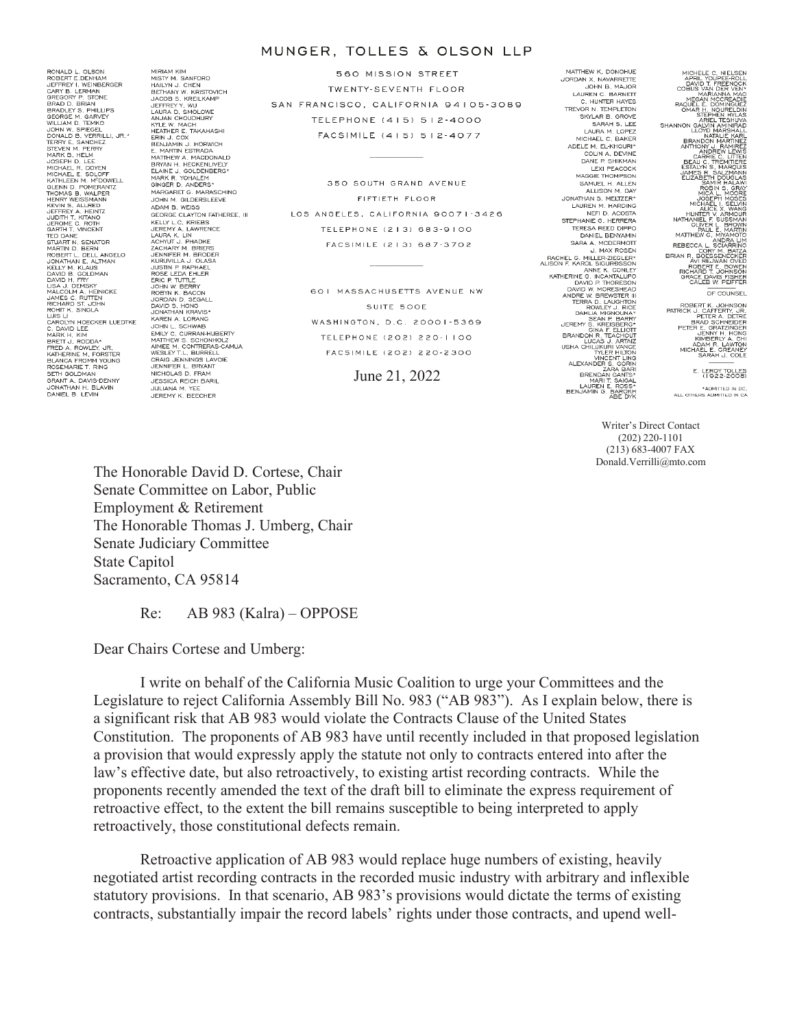MUNGER, TOLLES & OLSON LLP

RONALD L. OLSON
ROBERT E. DENHAM
JEFFREY I. WEINBERGER
CARY B. LERMAN
GREGORY P. STONE
BRAD D. BRIAN
BRADLEY S. PHILLIPS
GEORGE M. GARVEY
WILLIAM D. TEMKO
JOHN W. SPIEGEL
DONALD B. VERRILLI, JR.*
TERRY E. SANCHEZ
STEVEN M. PERRY
MARK B. HELM
JOSEPH D. LEE
MICHAEL R. DOYEN
MICHAEL E. SOLOFF
KATHLEEN M. MCDOWELL
GLENN D. POMERANTZ
THOMAS B. WALPER
HENRY WEISSMANN
KEVIN S. ALLRED
JEFFREY A. HEINTZ
JUDITH T. KITANO
JEROME C. ROTH
GARTH T. VINCENT
TED DANE
STUART N. SENATOR
MARTIN D. BERN
ROBERT L. DELL ANGELO
JONATHAN E. ALTMAN
KELLY M. KLAUS
DAVID B. GOLDMAN
DAVID H. FRY
LISA J. DEMSKY
MALCOLM A. HEINICKE
JAMES C. RUTTEN
RICHARD ST. JOHN
ROHIT K. SINGLA
LUIS LI
CAROLYN HOECKER LUEDTKE
C. DAVID LEE
MARK H. KIM
BRETT J. RODDA*
FRED A. ROWLEY, JR.
KATHERINE M. FORSTER
BLANCA FROMM YOUNG
ROSEMARIE T. RING
SETH GOLDMAN
GRANT A. DAVIS-DENNY
JONATHAN H. BLAVIN
DANIEL B. LEVIN

MIRIAM KIM
MISTY M. SANFORD
HAILYN J. CHEN
BETHANY W. KRISTOVICH
JACOB S. KREILKAMP
JEFFREY Y. WU
LAURA D. SMOLOWE
ANJAN CHOUDHURY
KYLE W. MACH
HEATHER E. TAKAHASHI
ERIN J. COX
BENJAMIN J. HORWICH
E. MARTIN ESTRADA
MATTHEW A. MACDONALD
BRYAN H. HECKENLIVELY
ELAINE J. GOLDENBERG*
MARK R. YOHALEM
GINGER D. ANDERS*
MARGARET G. MARASCHINO
JOHN M. GILDERSLEEVE
ADAM B. WEISS
GEORGE CLAYTON FATHEREE, III
KELLY L.C. KRIEBS
JEREMY A. LAWRENCE
LAURA K. LIN
ACHYUT J. PHADKE
ZACHARY M. BRIERS
JENNIFER M. BRODER
KURUVILLA J. OLASA
JUSTIN P. RAPHAEL
ROSE LEDA EHLER
ERIC P. TUTTLE
JOHN W. BERRY
ROBYN K. BACON
JORDAN D. SEGALL
DAVID S. HONG
JONATHAN KRAVIS*
KAREN A. LORANG
JOHN L. SCHWAB
EMILY C. CURRAN-HUBERTY
MATTHEW S. SCHONHOLZ
AIMEE M. CONTRERAS-CAMUA
WESLEY T.L. BURRELL
CRAIG JENNINGS LAVOIE
JENNIFER L. BRYANT
NICHOLAS D. FRAM
JESSICA REICH BARIL
JULIANA M. YEE
JEREMY K. BEECHER

560 MISSION STREET
TWENTY-SEVENTH FLOOR
SAN FRANCISCO, CALIFORNIA 94105-3089
TELEPHONE (415) 512-4000
FACSIMILE (415) 512-4077

350 SOUTH GRAND AVENUE
FIFTIETH FLOOR
LOS ANGELES, CALIFORNIA 90071-3426
TELEPHONE (213) 683-9100
FACSIMILE (213) 687-3702

601 MASSACHUSETTS AVENUE NW
SUITE 500E
WASHINGTON, D.C. 20001-5369
TELEPHONE (202) 220-1100
FACSIMILE (202) 220-2300

June 21, 2022

MATTHEW K. DONOHUE
JORDAN X. NAVARRETTE
JOHN B. MAJOR
LAUREN C. BARNETT
C. HUNTER HAYES
TREVOR N. TEMPLETON
SKYLAR B. GROVE
SARAH S. LEE
LAURA M. LOPEZ
MICHAEL C. BAKER
ADELE M. EL-KHOURI*
COLIN A. DEVINE
DANE P. SHIKMAN
LEXI PEACOCK
MAGGIE THOMPSON
SAMUEL H. ALLEN
ALLISON M. DAY
JONATHAN S. MELTZER*
LAUREN M. HARDING
NEFI D. ACOSTA
STEPHANIE G. HERRERA
TERESA REED DIPPO
DANIEL BENYAMIN
SARA A. MCDERMOTT
J. MAX ROSEN
RACHEL G. MILLER-ZIEGLER*
ALISON F. KAROL SIGURDSSON
ANNE K. CONLEY
KATHERINE G. INCANTALUPO
DAVID P. THORESON
DAVID W. MORESHEAD
ANDRE W. BREWSTER III
TERRA D. LAUGHTON
ROWLEY J. RICE
DAHLIA MIGNOUNA*
SEAN P. BARRY
JEREMY S. KREISBERG*
GINA F. ELLIOTT
BRANDON R. TEACHOUT
LUCAS J. ARTAIZ
USHA CHILUKURI VANCE
TYLER HILTON
VINCENT LING
ALEXANDER S. GORIN
ZARA BARI
BRENDAN GANTS*
MARI T. SAIGAL
LAUREN E. ROSS*
BENJAMIN G. BAROKH
ABE DYK

MICHELE C. NIELSEN
APRIL YOUPEE-ROLL
DAVID T. FREENOCK
COBUS VAN DER VEN*
MARIANNA MAO
MEGAN MCCREADIE
RAQUEL E. DOMINGUEZ
OMAR H. NOURELDIN
STEPHEN HYLAS
ARIEL TESHUVA
SHANNON GALVIN AMINIRAD
LLOYD MARSHALL
NATALIE KARL
BRANDON MARTINEZ
ANTHONY J. RAMIREZ
ANDREW LEWIS
CARRIE C. LITTEN
BEAU C. TREMITIERE
ESTALYN S. MARQUIS
JAMES R. SALZMANN
ELIZABETH DOUGLAS
SAMIR HALAWI
ROBIN S. GRAY
MICA L. MOORE
JOSEPH MOSES
MICHAEL I. SELVIN
ALICE X. WANG
HUNTER V. ARMOUR
NATHANIEL F. SUSSMAN
OLIVER L. BROWN
PAUL E. MARTIN
MATTHEW C. MIYAMOTO
ANDRA LIM
REBECCA L. SCIARRINO
CORY M. BATZA
BRIAN R. BOESSENECKER
AVI REJWAN OVED
ROBERT E. BOWEN
RICHARD T. JOHNSON
GRACE DAVIS FISHER
CALEB W. PEIFFER

OF COUNSEL

ROBERT K. JOHNSON
PATRICK J. CAFFERTY, JR.
PETER A. DETRE
BRAD SCHNEIDER
PETER E. GRATZINGER
JENNY H. HONG
KIMBERLY A. CHI
ADAM R. LAWTON
MICHAEL E. GREANEY
SARAH J. COLE

E. LEROY TOLLES
(1922-2008)

*ADMITTED IN DC,
ALL OTHERS ADMITTED IN CA

Writer's Direct Contact
(202) 220-1101
(213) 683-4007 FAX
Donald.Verrilli@mto.com

The Honorable David D. Cortese, Chair
Senate Committee on Labor, Public
Employment & Retirement
The Honorable Thomas J. Umberg, Chair
Senate Judiciary Committee
State Capitol
Sacramento, CA 95814

Re: AB 983 (Kalra) – OPPOSE

Dear Chairs Cortese and Umberg:

I write on behalf of the California Music Coalition to urge your Committees and the Legislature to reject California Assembly Bill No. 983 ("AB 983"). As I explain below, there is a significant risk that AB 983 would violate the Contracts Clause of the United States Constitution. The proponents of AB 983 have until recently included in that proposed legislation a provision that would expressly apply the statute not only to contracts entered into after the law's effective date, but also retroactively, to existing artist recording contracts. While the proponents recently amended the text of the draft bill to eliminate the express requirement of retroactive effect, to the extent the bill remains susceptible to being interpreted to apply retroactively, those constitutional defects remain.

Retroactive application of AB 983 would replace huge numbers of existing, heavily negotiated artist recording contracts in the recorded music industry with arbitrary and inflexible statutory provisions. In that scenario, AB 983's provisions would dictate the terms of existing contracts, substantially impair the record labels' rights under those contracts, and upend well-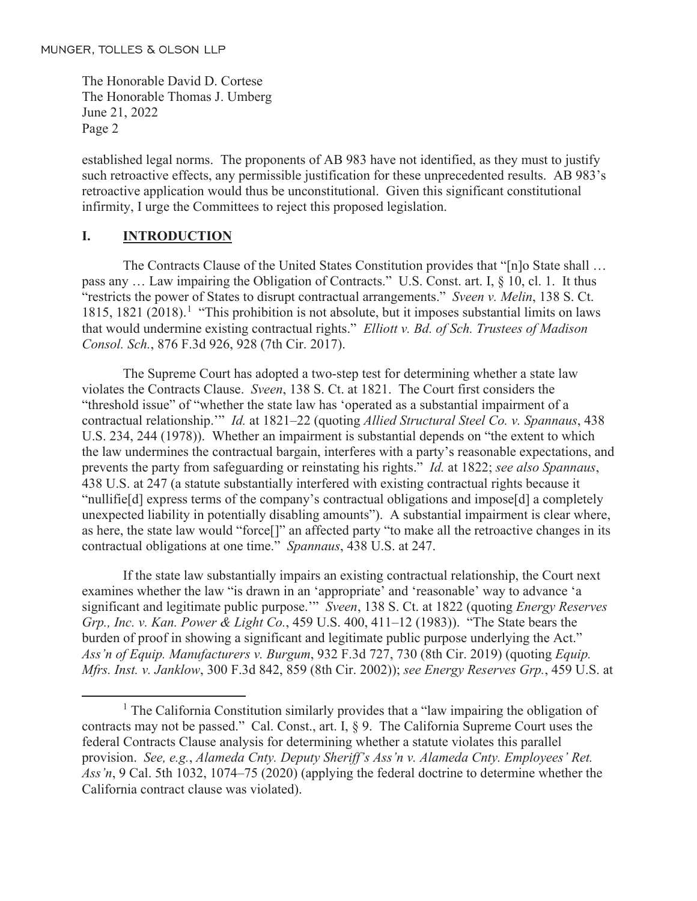established legal norms. The proponents of AB 983 have not identified, as they must to justify such retroactive effects, any permissible justification for these unprecedented results. AB 983's retroactive application would thus be unconstitutional. Given this significant constitutional infirmity, I urge the Committees to reject this proposed legislation.

## I. INTRODUCTION

The Contracts Clause of the United States Constitution provides that "[n]o State shall … pass any … Law impairing the Obligation of Contracts." U.S. Const. art. I, § 10, cl. 1. It thus "restricts the power of States to disrupt contractual arrangements." *Sveen v. Melin*, 138 S. Ct. 1815, 1821 (2018).[1] "This prohibition is not absolute, but it imposes substantial limits on laws that would undermine existing contractual rights." *Elliott v. Bd. of Sch. Trustees of Madison Consol. Sch.*, 876 F.3d 926, 928 (7th Cir. 2017).

The Supreme Court has adopted a two-step test for determining whether a state law violates the Contracts Clause. *Sveen*, 138 S. Ct. at 1821. The Court first considers the "threshold issue" of "whether the state law has 'operated as a substantial impairment of a contractual relationship.'" *Id.* at 1821–22 (quoting *Allied Structural Steel Co. v. Spannaus*, 438 U.S. 234, 244 (1978)). Whether an impairment is substantial depends on "the extent to which the law undermines the contractual bargain, interferes with a party's reasonable expectations, and prevents the party from safeguarding or reinstating his rights." *Id.* at 1822; *see also Spannaus*, 438 U.S. at 247 (a statute substantially interfered with existing contractual rights because it "nullifie[d] express terms of the company's contractual obligations and impose[d] a completely unexpected liability in potentially disabling amounts"). A substantial impairment is clear where, as here, the state law would "force[]" an affected party "to make all the retroactive changes in its contractual obligations at one time." *Spannaus*, 438 U.S. at 247.

If the state law substantially impairs an existing contractual relationship, the Court next examines whether the law "is drawn in an 'appropriate' and 'reasonable' way to advance 'a significant and legitimate public purpose.'" *Sveen*, 138 S. Ct. at 1822 (quoting *Energy Reserves Grp., Inc. v. Kan. Power & Light Co.*, 459 U.S. 400, 411–12 (1983)). "The State bears the burden of proof in showing a significant and legitimate public purpose underlying the Act." *Ass'n of Equip. Manufacturers v. Burgum*, 932 F.3d 727, 730 (8th Cir. 2019) (quoting *Equip. Mfrs. Inst. v. Janklow*, 300 F.3d 842, 859 (8th Cir. 2002)); *see Energy Reserves Grp.*, 459 U.S. at

---

[1] The California Constitution similarly provides that a "law impairing the obligation of contracts may not be passed." Cal. Const., art. I, § 9. The California Supreme Court uses the federal Contracts Clause analysis for determining whether a statute violates this parallel provision. *See, e.g.*, *Alameda Cnty. Deputy Sheriff's Ass'n v. Alameda Cnty. Employees' Ret. Ass'n*, 9 Cal. 5th 1032, 1074–75 (2020) (applying the federal doctrine to determine whether the California contract clause was violated).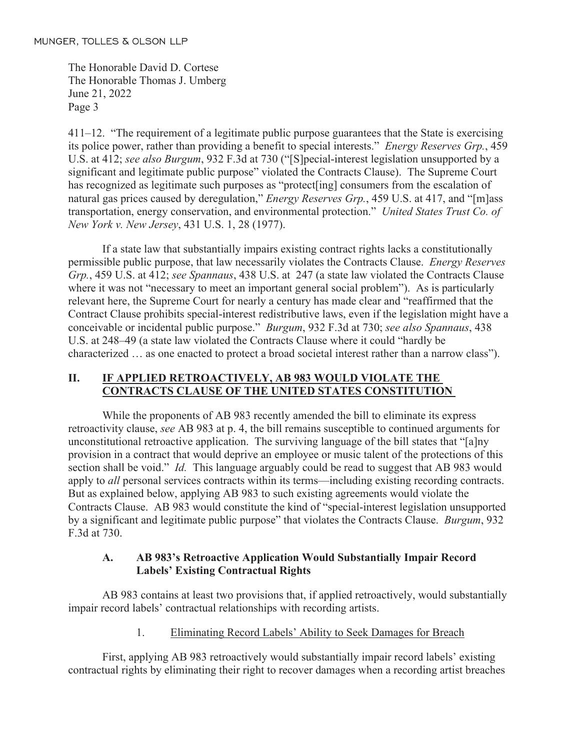411–12. "The requirement of a legitimate public purpose guarantees that the State is exercising its police power, rather than providing a benefit to special interests." *Energy Reserves Grp.*, 459 U.S. at 412; *see also Burgum*, 932 F.3d at 730 ("[S]pecial-interest legislation unsupported by a significant and legitimate public purpose" violated the Contracts Clause). The Supreme Court has recognized as legitimate such purposes as "protect[ing] consumers from the escalation of natural gas prices caused by deregulation," *Energy Reserves Grp.*, 459 U.S. at 417, and "[m]ass transportation, energy conservation, and environmental protection." *United States Trust Co. of New York v. New Jersey*, 431 U.S. 1, 28 (1977).

If a state law that substantially impairs existing contract rights lacks a constitutionally permissible public purpose, that law necessarily violates the Contracts Clause. *Energy Reserves Grp.*, 459 U.S. at 412; *see Spannaus*, 438 U.S. at 247 (a state law violated the Contracts Clause where it was not "necessary to meet an important general social problem"). As is particularly relevant here, the Supreme Court for nearly a century has made clear and "reaffirmed that the Contract Clause prohibits special-interest redistributive laws, even if the legislation might have a conceivable or incidental public purpose." *Burgum*, 932 F.3d at 730; *see also Spannaus*, 438 U.S. at 248–49 (a state law violated the Contracts Clause where it could "hardly be characterized … as one enacted to protect a broad societal interest rather than a narrow class").

## II. IF APPLIED RETROACTIVELY, AB 983 WOULD VIOLATE THE CONTRACTS CLAUSE OF THE UNITED STATES CONSTITUTION

While the proponents of AB 983 recently amended the bill to eliminate its express retroactivity clause, *see* AB 983 at p. 4, the bill remains susceptible to continued arguments for unconstitutional retroactive application. The surviving language of the bill states that "[a]ny provision in a contract that would deprive an employee or music talent of the protections of this section shall be void." *Id.* This language arguably could be read to suggest that AB 983 would apply to *all* personal services contracts within its terms—including existing recording contracts. But as explained below, applying AB 983 to such existing agreements would violate the Contracts Clause. AB 983 would constitute the kind of "special-interest legislation unsupported by a significant and legitimate public purpose" that violates the Contracts Clause. *Burgum*, 932 F.3d at 730.

### A. AB 983's Retroactive Application Would Substantially Impair Record Labels' Existing Contractual Rights

AB 983 contains at least two provisions that, if applied retroactively, would substantially impair record labels' contractual relationships with recording artists.

#### 1. Eliminating Record Labels' Ability to Seek Damages for Breach

First, applying AB 983 retroactively would substantially impair record labels' existing contractual rights by eliminating their right to recover damages when a recording artist breaches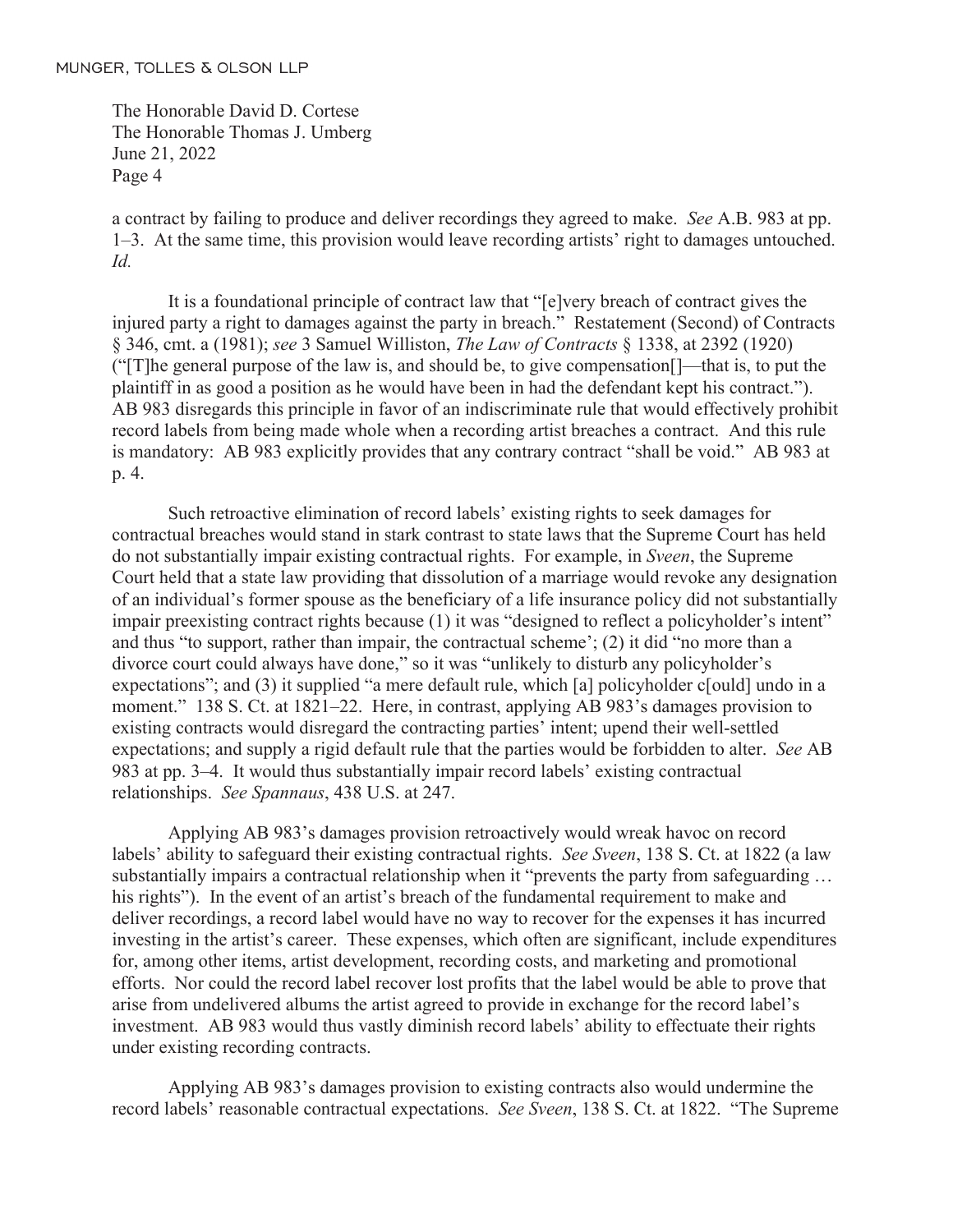a contract by failing to produce and deliver recordings they agreed to make. *See* A.B. 983 at pp. 1–3. At the same time, this provision would leave recording artists' right to damages untouched. *Id.*

It is a foundational principle of contract law that "[e]very breach of contract gives the injured party a right to damages against the party in breach." Restatement (Second) of Contracts § 346, cmt. a (1981); *see* 3 Samuel Williston, *The Law of Contracts* § 1338, at 2392 (1920) ("[T]he general purpose of the law is, and should be, to give compensation[]—that is, to put the plaintiff in as good a position as he would have been in had the defendant kept his contract."). AB 983 disregards this principle in favor of an indiscriminate rule that would effectively prohibit record labels from being made whole when a recording artist breaches a contract. And this rule is mandatory: AB 983 explicitly provides that any contrary contract "shall be void." AB 983 at p. 4.

Such retroactive elimination of record labels' existing rights to seek damages for contractual breaches would stand in stark contrast to state laws that the Supreme Court has held do not substantially impair existing contractual rights. For example, in *Sveen*, the Supreme Court held that a state law providing that dissolution of a marriage would revoke any designation of an individual's former spouse as the beneficiary of a life insurance policy did not substantially impair preexisting contract rights because (1) it was "designed to reflect a policyholder's intent" and thus "to support, rather than impair, the contractual scheme'; (2) it did "no more than a divorce court could always have done," so it was "unlikely to disturb any policyholder's expectations"; and (3) it supplied "a mere default rule, which [a] policyholder c[ould] undo in a moment." 138 S. Ct. at 1821–22. Here, in contrast, applying AB 983's damages provision to existing contracts would disregard the contracting parties' intent; upend their well-settled expectations; and supply a rigid default rule that the parties would be forbidden to alter. *See* AB 983 at pp. 3–4. It would thus substantially impair record labels' existing contractual relationships. *See Spannaus*, 438 U.S. at 247.

Applying AB 983's damages provision retroactively would wreak havoc on record labels' ability to safeguard their existing contractual rights. *See Sveen*, 138 S. Ct. at 1822 (a law substantially impairs a contractual relationship when it "prevents the party from safeguarding … his rights"). In the event of an artist's breach of the fundamental requirement to make and deliver recordings, a record label would have no way to recover for the expenses it has incurred investing in the artist's career. These expenses, which often are significant, include expenditures for, among other items, artist development, recording costs, and marketing and promotional efforts. Nor could the record label recover lost profits that the label would be able to prove that arise from undelivered albums the artist agreed to provide in exchange for the record label's investment. AB 983 would thus vastly diminish record labels' ability to effectuate their rights under existing recording contracts.

Applying AB 983's damages provision to existing contracts also would undermine the record labels' reasonable contractual expectations. *See Sveen*, 138 S. Ct. at 1822. "The Supreme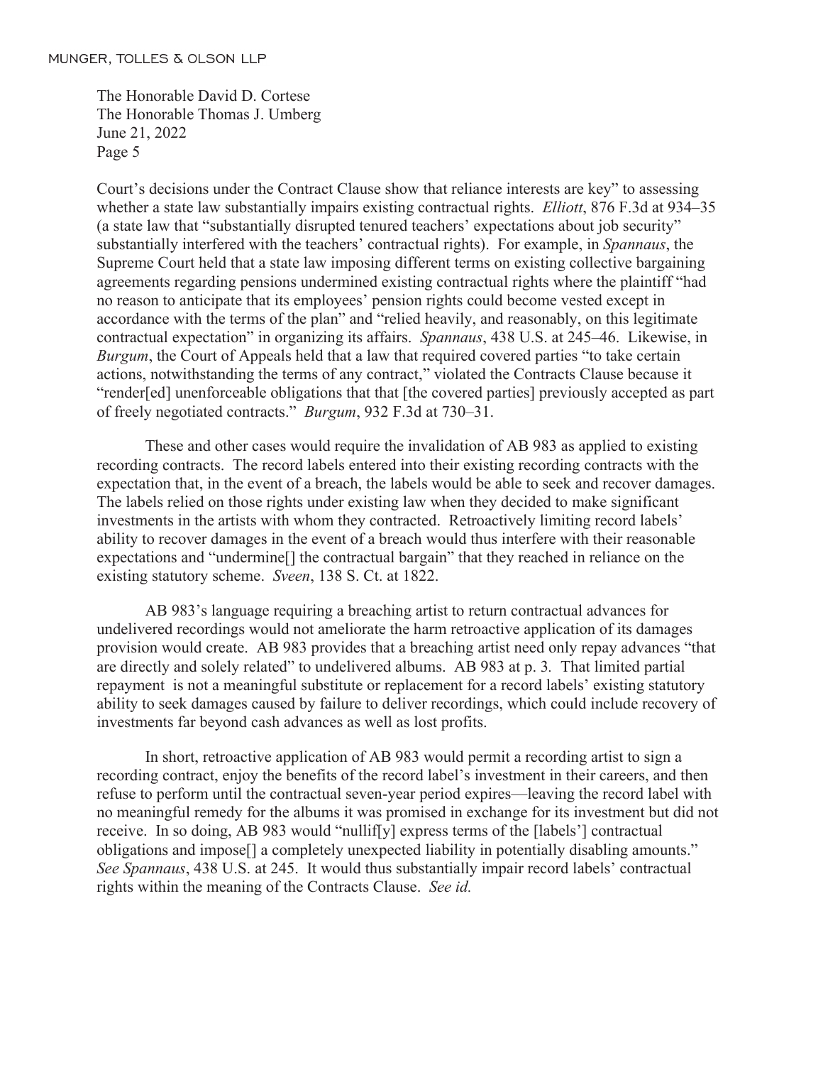Court's decisions under the Contract Clause show that reliance interests are key" to assessing whether a state law substantially impairs existing contractual rights. *Elliott*, 876 F.3d at 934–35 (a state law that "substantially disrupted tenured teachers' expectations about job security" substantially interfered with the teachers' contractual rights). For example, in *Spannaus*, the Supreme Court held that a state law imposing different terms on existing collective bargaining agreements regarding pensions undermined existing contractual rights where the plaintiff "had no reason to anticipate that its employees' pension rights could become vested except in accordance with the terms of the plan" and "relied heavily, and reasonably, on this legitimate contractual expectation" in organizing its affairs. *Spannaus*, 438 U.S. at 245–46. Likewise, in *Burgum*, the Court of Appeals held that a law that required covered parties "to take certain actions, notwithstanding the terms of any contract," violated the Contracts Clause because it "render[ed] unenforceable obligations that that [the covered parties] previously accepted as part of freely negotiated contracts." *Burgum*, 932 F.3d at 730–31.

These and other cases would require the invalidation of AB 983 as applied to existing recording contracts. The record labels entered into their existing recording contracts with the expectation that, in the event of a breach, the labels would be able to seek and recover damages. The labels relied on those rights under existing law when they decided to make significant investments in the artists with whom they contracted. Retroactively limiting record labels' ability to recover damages in the event of a breach would thus interfere with their reasonable expectations and "undermine[] the contractual bargain" that they reached in reliance on the existing statutory scheme. *Sveen*, 138 S. Ct. at 1822.

AB 983's language requiring a breaching artist to return contractual advances for undelivered recordings would not ameliorate the harm retroactive application of its damages provision would create. AB 983 provides that a breaching artist need only repay advances "that are directly and solely related" to undelivered albums. AB 983 at p. 3. That limited partial repayment is not a meaningful substitute or replacement for a record labels' existing statutory ability to seek damages caused by failure to deliver recordings, which could include recovery of investments far beyond cash advances as well as lost profits.

In short, retroactive application of AB 983 would permit a recording artist to sign a recording contract, enjoy the benefits of the record label's investment in their careers, and then refuse to perform until the contractual seven-year period expires—leaving the record label with no meaningful remedy for the albums it was promised in exchange for its investment but did not receive. In so doing, AB 983 would "nullif[y] express terms of the [labels'] contractual obligations and impose[] a completely unexpected liability in potentially disabling amounts." *See Spannaus*, 438 U.S. at 245. It would thus substantially impair record labels' contractual rights within the meaning of the Contracts Clause. *See id.*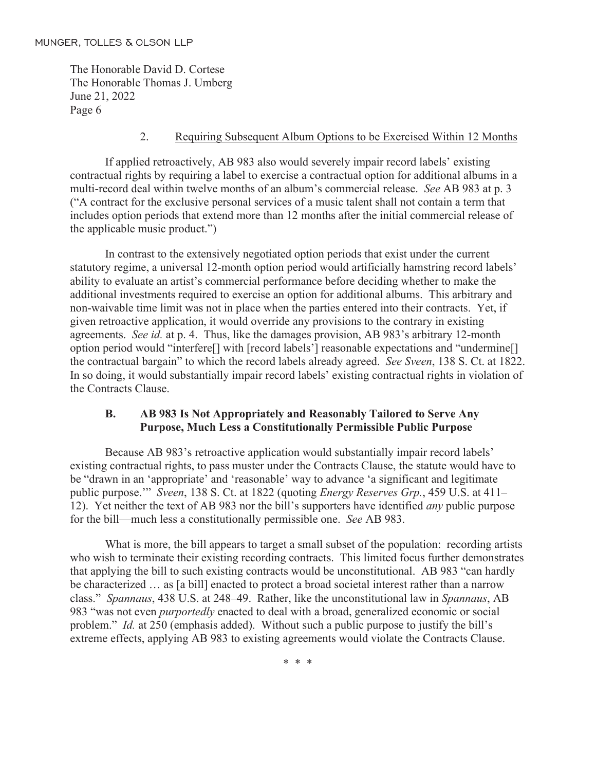#### 2. Requiring Subsequent Album Options to be Exercised Within 12 Months

If applied retroactively, AB 983 also would severely impair record labels' existing contractual rights by requiring a label to exercise a contractual option for additional albums in a multi-record deal within twelve months of an album's commercial release. *See* AB 983 at p. 3 ("A contract for the exclusive personal services of a music talent shall not contain a term that includes option periods that extend more than 12 months after the initial commercial release of the applicable music product.")

In contrast to the extensively negotiated option periods that exist under the current statutory regime, a universal 12-month option period would artificially hamstring record labels' ability to evaluate an artist's commercial performance before deciding whether to make the additional investments required to exercise an option for additional albums. This arbitrary and non-waivable time limit was not in place when the parties entered into their contracts. Yet, if given retroactive application, it would override any provisions to the contrary in existing agreements. *See id.* at p. 4. Thus, like the damages provision, AB 983's arbitrary 12-month option period would "interfere[] with [record labels'] reasonable expectations and "undermine[] the contractual bargain" to which the record labels already agreed. *See Sveen*, 138 S. Ct. at 1822. In so doing, it would substantially impair record labels' existing contractual rights in violation of the Contracts Clause.

### B. AB 983 Is Not Appropriately and Reasonably Tailored to Serve Any Purpose, Much Less a Constitutionally Permissible Public Purpose

Because AB 983's retroactive application would substantially impair record labels' existing contractual rights, to pass muster under the Contracts Clause, the statute would have to be "drawn in an 'appropriate' and 'reasonable' way to advance 'a significant and legitimate public purpose.'" *Sveen*, 138 S. Ct. at 1822 (quoting *Energy Reserves Grp.*, 459 U.S. at 411–12). Yet neither the text of AB 983 nor the bill's supporters have identified *any* public purpose for the bill—much less a constitutionally permissible one. *See* AB 983.

What is more, the bill appears to target a small subset of the population: recording artists who wish to terminate their existing recording contracts. This limited focus further demonstrates that applying the bill to such existing contracts would be unconstitutional. AB 983 "can hardly be characterized … as [a bill] enacted to protect a broad societal interest rather than a narrow class." *Spannaus*, 438 U.S. at 248–49. Rather, like the unconstitutional law in *Spannaus*, AB 983 "was not even *purportedly* enacted to deal with a broad, generalized economic or social problem." *Id.* at 250 (emphasis added). Without such a public purpose to justify the bill's extreme effects, applying AB 983 to existing agreements would violate the Contracts Clause.

\* \* \*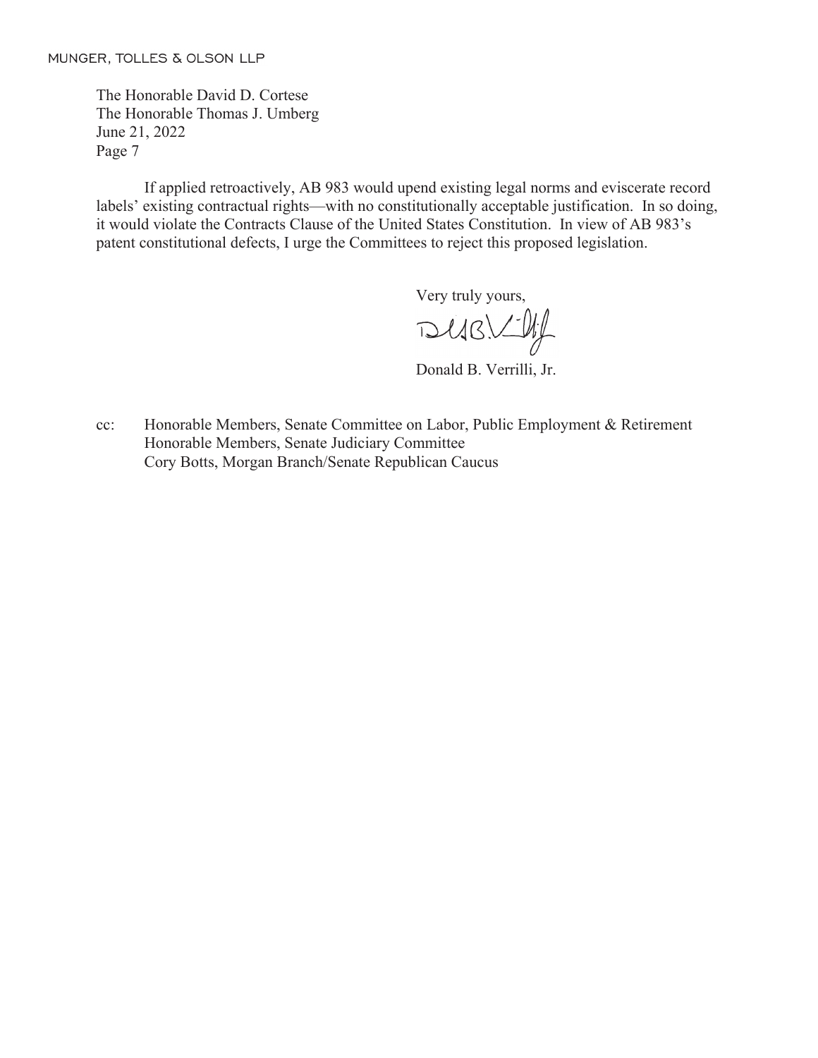If applied retroactively, AB 983 would upend existing legal norms and eviscerate record labels' existing contractual rights—with no constitutionally acceptable justification. In so doing, it would violate the Contracts Clause of the United States Constitution. In view of AB 983's patent constitutional defects, I urge the Committees to reject this proposed legislation.

Very truly yours,

Donald B. Verrilli, Jr.

cc: Honorable Members, Senate Committee on Labor, Public Employment & Retirement
Honorable Members, Senate Judiciary Committee
Cory Botts, Morgan Branch/Senate Republican Caucus